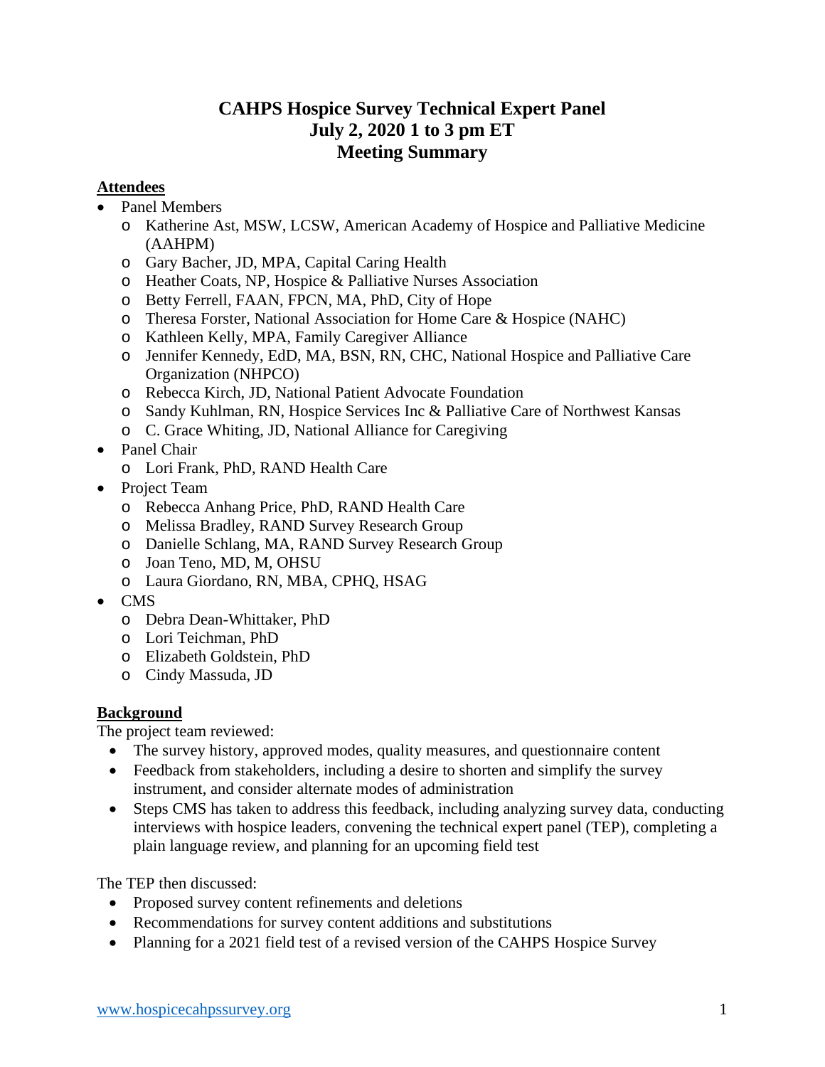# CAHPS Hospice Survey Technical Expert Panel
# July 2, 2020 1 to 3 pm ET
# Meeting Summary

## Attendees

- Panel Members
  - Katherine Ast, MSW, LCSW, American Academy of Hospice and Palliative Medicine (AAHPM)
  - Gary Bacher, JD, MPA, Capital Caring Health
  - Heather Coats, NP, Hospice & Palliative Nurses Association
  - Betty Ferrell, FAAN, FPCN, MA, PhD, City of Hope
  - Theresa Forster, National Association for Home Care & Hospice (NAHC)
  - Kathleen Kelly, MPA, Family Caregiver Alliance
  - Jennifer Kennedy, EdD, MA, BSN, RN, CHC, National Hospice and Palliative Care Organization (NHPCO)
  - Rebecca Kirch, JD, National Patient Advocate Foundation
  - Sandy Kuhlman, RN, Hospice Services Inc & Palliative Care of Northwest Kansas
  - C. Grace Whiting, JD, National Alliance for Caregiving
- Panel Chair
  - Lori Frank, PhD, RAND Health Care
- Project Team
  - Rebecca Anhang Price, PhD, RAND Health Care
  - Melissa Bradley, RAND Survey Research Group
  - Danielle Schlang, MA, RAND Survey Research Group
  - Joan Teno, MD, M, OHSU
  - Laura Giordano, RN, MBA, CPHQ, HSAG
- CMS
  - Debra Dean-Whittaker, PhD
  - Lori Teichman, PhD
  - Elizabeth Goldstein, PhD
  - Cindy Massuda, JD

## Background

The project team reviewed:

- The survey history, approved modes, quality measures, and questionnaire content
- Feedback from stakeholders, including a desire to shorten and simplify the survey instrument, and consider alternate modes of administration
- Steps CMS has taken to address this feedback, including analyzing survey data, conducting interviews with hospice leaders, convening the technical expert panel (TEP), completing a plain language review, and planning for an upcoming field test

The TEP then discussed:

- Proposed survey content refinements and deletions
- Recommendations for survey content additions and substitutions
- Planning for a 2021 field test of a revised version of the CAHPS Hospice Survey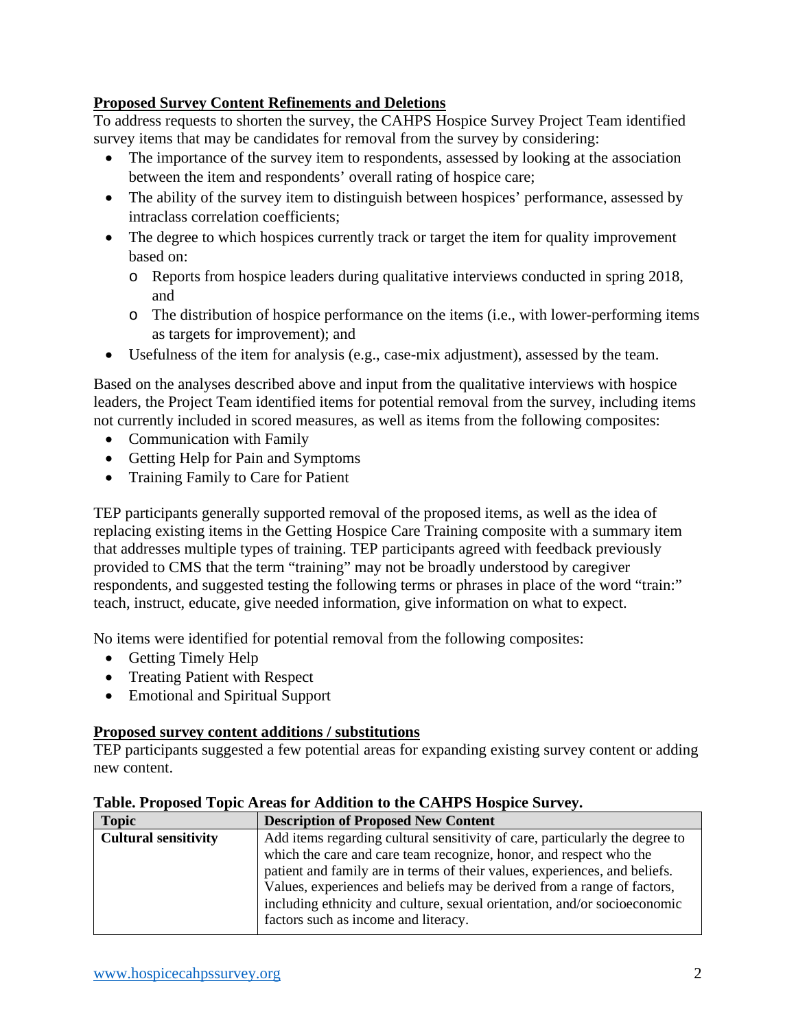**Proposed Survey Content Refinements and Deletions**

To address requests to shorten the survey, the CAHPS Hospice Survey Project Team identified survey items that may be candidates for removal from the survey by considering:

- The importance of the survey item to respondents, assessed by looking at the association between the item and respondents' overall rating of hospice care;
- The ability of the survey item to distinguish between hospices' performance, assessed by intraclass correlation coefficients;
- The degree to which hospices currently track or target the item for quality improvement based on:
  - Reports from hospice leaders during qualitative interviews conducted in spring 2018, and
  - The distribution of hospice performance on the items (i.e., with lower-performing items as targets for improvement); and
- Usefulness of the item for analysis (e.g., case-mix adjustment), assessed by the team.

Based on the analyses described above and input from the qualitative interviews with hospice leaders, the Project Team identified items for potential removal from the survey, including items not currently included in scored measures, as well as items from the following composites:

- Communication with Family
- Getting Help for Pain and Symptoms
- Training Family to Care for Patient

TEP participants generally supported removal of the proposed items, as well as the idea of replacing existing items in the Getting Hospice Care Training composite with a summary item that addresses multiple types of training. TEP participants agreed with feedback previously provided to CMS that the term "training" may not be broadly understood by caregiver respondents, and suggested testing the following terms or phrases in place of the word "train:" teach, instruct, educate, give needed information, give information on what to expect.

No items were identified for potential removal from the following composites:

- Getting Timely Help
- Treating Patient with Respect
- Emotional and Spiritual Support

**Proposed survey content additions / substitutions**

TEP participants suggested a few potential areas for expanding existing survey content or adding new content.

**Table. Proposed Topic Areas for Addition to the CAHPS Hospice Survey.**

| Topic | Description of Proposed New Content |
| --- | --- |
| **Cultural sensitivity** | Add items regarding cultural sensitivity of care, particularly the degree to which the care and care team recognize, honor, and respect who the patient and family are in terms of their values, experiences, and beliefs. Values, experiences and beliefs may be derived from a range of factors, including ethnicity and culture, sexual orientation, and/or socioeconomic factors such as income and literacy. |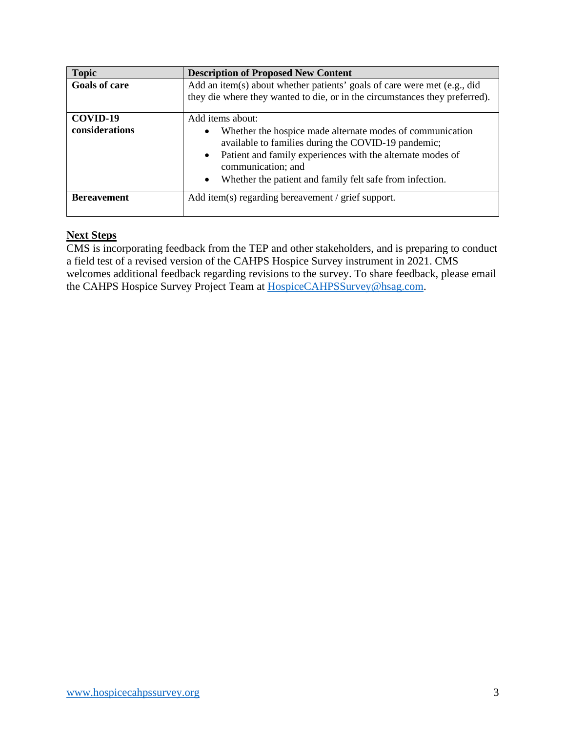| Topic | Description of Proposed New Content |
|---|---|
| **Goals of care** | Add an item(s) about whether patients' goals of care were met (e.g., did they die where they wanted to die, or in the circumstances they preferred). |
| **COVID-19 considerations** | Add items about: <ul><li>Whether the hospice made alternate modes of communication available to families during the COVID-19 pandemic;</li><li>Patient and family experiences with the alternate modes of communication; and</li><li>Whether the patient and family felt safe from infection.</li></ul> |
| **Bereavement** | Add item(s) regarding bereavement / grief support. |

**Next Steps**

CMS is incorporating feedback from the TEP and other stakeholders, and is preparing to conduct a field test of a revised version of the CAHPS Hospice Survey instrument in 2021. CMS welcomes additional feedback regarding revisions to the survey. To share feedback, please email the CAHPS Hospice Survey Project Team at HospiceCAHPSSurvey@hsag.com.